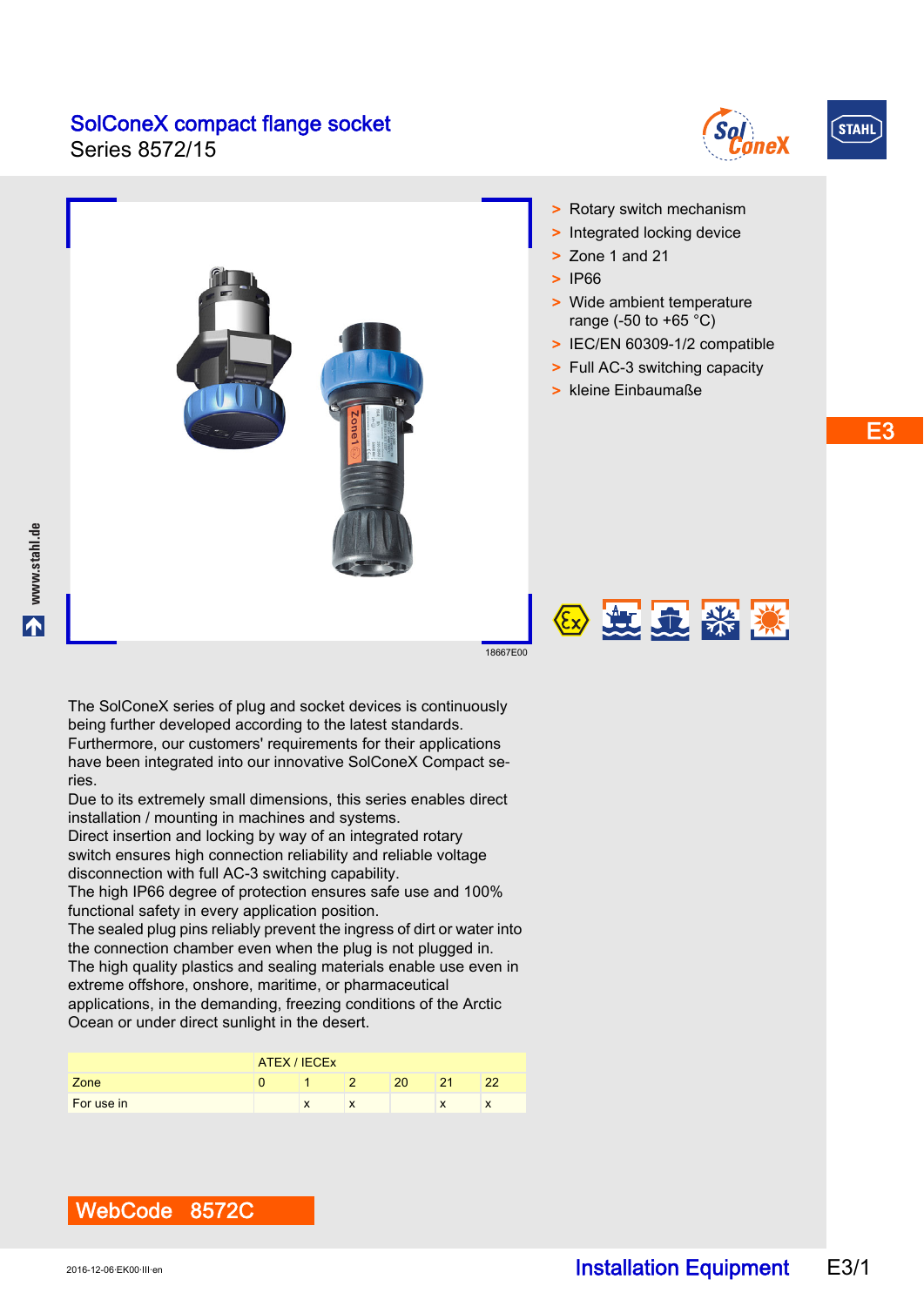# SolConeX compact flange socket

Series 8572/15

18667E00

- > Rotary switch mechanism
- > Integrated locking device
- > Zone 1 and 21
- > IP66
- > Wide ambient temperature range (-50 to +65 °C)
- > IEC/EN 60309-1/2 compatible
- > Full AC-3 switching capacity
- > kleine Einbaumaße

E3

The SolConeX series of plug and socket devices is continuously being further developed according to the latest standards. Furthermore, our customers' requirements for their applications have been integrated into our innovative SolConeX Compact series.
Due to its extremely small dimensions, this series enables direct installation / mounting in machines and systems.
Direct insertion and locking by way of an integrated rotary switch ensures high connection reliability and reliable voltage disconnection with full AC-3 switching capability.
The high IP66 degree of protection ensures safe use and 100% functional safety in every application position.
The sealed plug pins reliably prevent the ingress of dirt or water into the connection chamber even when the plug is not plugged in.
The high quality plastics and sealing materials enable use even in extreme offshore, onshore, maritime, or pharmaceutical applications, in the demanding, freezing conditions of the Arctic Ocean or under direct sunlight in the desert.

| | ATEX / IECEx | | | | | |
|---|---|---|---|---|---|---|
| Zone | 0 | 1 | 2 | 20 | 21 | 22 |
| For use in | | x | x | | x | x |

**WebCode 8572C**

2016-12-06·EK00·III·en

Installation Equipment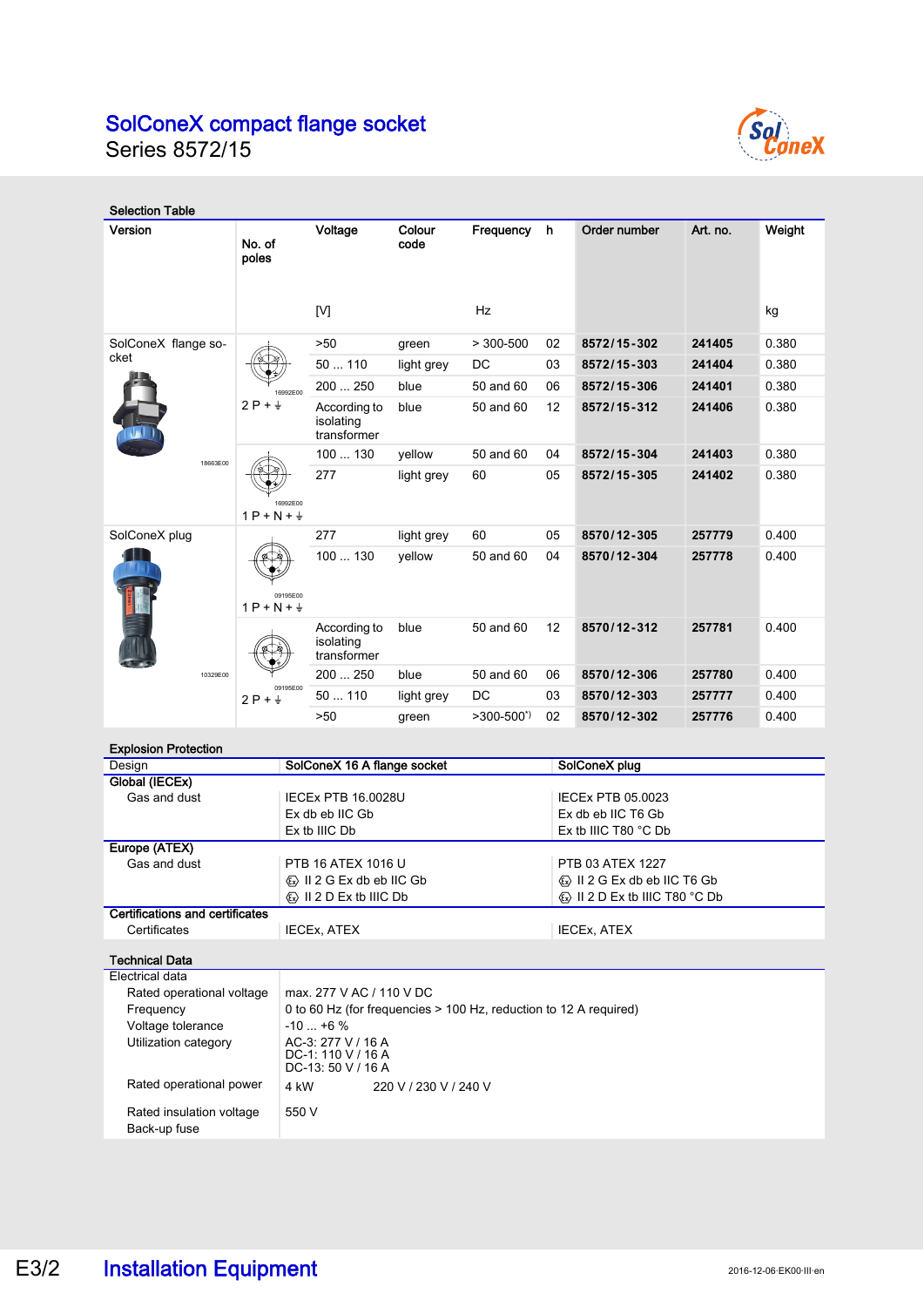# SolConeX compact flange socket

Series 8572/15

### Selection Table

| Version | No. of poles | Voltage [V] | Colour code | Frequency Hz | h | Order number | Art. no. | Weight kg |
|---|---|---|---|---|---|---|---|---|
| SolConeX flange socket | 2 P + ⏚ | >50 | green | > 300-500 | 02 | **8572/15-302** | **241405** | 0.380 |
| | | 50 ... 110 | light grey | DC | 03 | **8572/15-303** | **241404** | 0.380 |
| | | 200 ... 250 | blue | 50 and 60 | 06 | **8572/15-306** | **241401** | 0.380 |
| | | According to isolating transformer | blue | 50 and 60 | 12 | **8572/15-312** | **241406** | 0.380 |
| | 1 P + N + ⏚ | 100 ... 130 | yellow | 50 and 60 | 04 | **8572/15-304** | **241403** | 0.380 |
| | | 277 | light grey | 60 | 05 | **8572/15-305** | **241402** | 0.380 |
| SolConeX plug | 1 P + N + ⏚ | 277 | light grey | 60 | 05 | **8570/12-305** | **257779** | 0.400 |
| | | 100 ... 130 | yellow | 50 and 60 | 04 | **8570/12-304** | **257778** | 0.400 |
| | 2 P + ⏚ | According to isolating transformer | blue | 50 and 60 | 12 | **8570/12-312** | **257781** | 0.400 |
| | | 200 ... 250 | blue | 50 and 60 | 06 | **8570/12-306** | **257780** | 0.400 |
| | | 50 ... 110 | light grey | DC | 03 | **8570/12-303** | **257777** | 0.400 |
| | | >50 | green | >300-500*) | 02 | **8570/12-302** | **257776** | 0.400 |

### Explosion Protection

| Design | SolConeX 16 A flange socket | SolConeX plug |
|---|---|---|
| **Global (IECEx)** | | |
| Gas and dust | IECEx PTB 16.0028U<br>Ex db eb IIC Gb<br>Ex tb IIIC Db | IECEx PTB 05.0023<br>Ex db eb IIC T6 Gb<br>Ex tb IIIC T80 °C Db |
| **Europe (ATEX)** | | |
| Gas and dust | PTB 16 ATEX 1016 U<br>Ⓔx II 2 G Ex db eb IIC Gb<br>Ⓔx II 2 D Ex tb IIIC Db | PTB 03 ATEX 1227<br>Ⓔx II 2 G Ex db eb IIC T6 Gb<br>Ⓔx II 2 D Ex tb IIIC T80 °C Db |
| **Certifications and certificates** | | |
| Certificates | IECEx, ATEX | IECEx, ATEX |

### Technical Data

| Electrical data | |
|---|---|
| Rated operational voltage | max. 277 V AC / 110 V DC |
| Frequency | 0 to 60 Hz (for frequencies > 100 Hz, reduction to 12 A required) |
| Voltage tolerance | -10 ... +6 % |
| Utilization category | AC-3: 277 V / 16 A<br>DC-1: 110 V / 16 A<br>DC-13: 50 V / 16 A |
| Rated operational power | 4 kW 220 V / 230 V / 240 V |
| Rated insulation voltage | 550 V |
| Back-up fuse | |

E3/2 Installation Equipment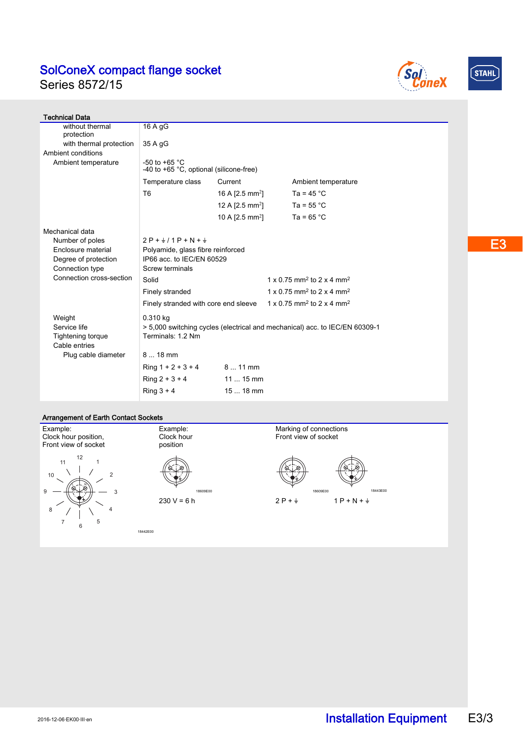# SolConeX compact flange socket

Series 8572/15

## Technical Data

| | | | |
|---|---|---|---|
| without thermal protection | 16 A gG | | |
| with thermal protection | 35 A gG | | |
| **Ambient conditions** | | | |
| Ambient temperature | -50 to +65 °C<br>-40 to +65 °C, optional (silicone-free) | | |
| | Temperature class | Current | Ambient temperature |
| | T6 | 16 A [2.5 mm$^2$] | Ta = 45 °C |
| | | 12 A [2.5 mm$^2$] | Ta = 55 °C |
| | | 10 A [2.5 mm$^2$] | Ta = 65 °C |
| **Mechanical data** | | | |
| Number of poles | 2 P + ⏚ / 1 P + N + ⏚ | | |
| Enclosure material | Polyamide, glass fibre reinforced | | |
| Degree of protection | IP66 acc. to IEC/EN 60529 | | |
| Connection type | Screw terminals | | |
| Connection cross-section | Solid | 1 x 0.75 mm$^2$ to 2 x 4 mm$^2$ | |
| | Finely stranded | 1 x 0.75 mm$^2$ to 2 x 4 mm$^2$ | |
| | Finely stranded with core end sleeve | 1 x 0.75 mm$^2$ to 2 x 4 mm$^2$ | |
| Weight | 0.310 kg | | |
| Service life | > 5,000 switching cycles (electrical and mechanical) acc. to IEC/EN 60309-1 | | |
| Tightening torque | Terminals: 1.2 Nm | | |
| Cable entries | | | |
| Plug cable diameter | 8 ... 18 mm | | |
| | Ring 1 + 2 + 3 + 4 | 8 ... 11 mm | |
| | Ring 2 + 3 + 4 | 11 ... 15 mm | |
| | Ring 3 + 4 | 15 ... 18 mm | |

## Arrangement of Earth Contact Sockets

Example:
Clock hour position,
Front view of socket

18442E00

Example:
Clock hour
position

18609E00

230 V = 6 h

Marking of connections
Front view of socket

18609E00

2 P + ⏚

18443E00

1 P + N + ⏚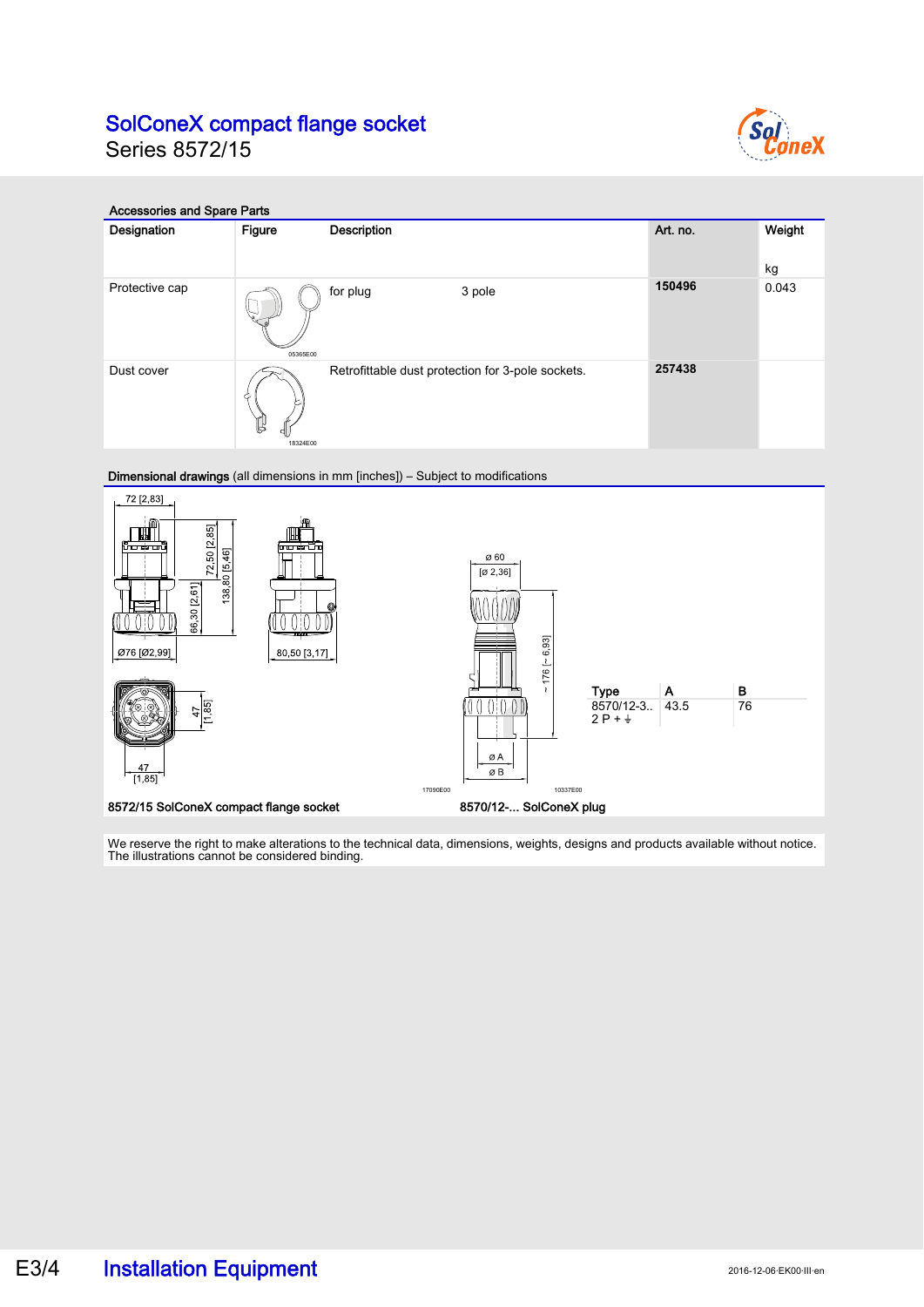# SolConeX compact flange socket

Series 8572/15

## Accessories and Spare Parts

| Designation | Figure | Description | | Art. no. | Weight<br><br>kg |
|---|---|---|---|---|---|
| Protective cap | 05365E00 | for plug | 3 pole | **150496** | 0.043 |
| Dust cover | 18324E00 | Retrofittable dust protection for 3-pole sockets. | | **257438** | |

## Dimensional drawings (all dimensions in mm [inches]) – Subject to modifications

72 [2,83]
72,50 [2,85]
138,80 [5,46]
66,30 [2,61]
Ø76 [Ø2,99]
80,50 [3,17]
47 [1,85]
47 [1,85]
17090E00

**8572/15 SolConeX compact flange socket**

ø 60 [ø 2,36]
~ 176 [~ 6,93]
ø A
ø B
10337E00

| Type | A | B |
|---|---|---|
| 8570/12-3..<br>2 P + ⏚ | 43.5 | 76 |

**8570/12-... SolConeX plug**

We reserve the right to make alterations to the technical data, dimensions, weights, designs and products available without notice. The illustrations cannot be considered binding.

E3/4 **Installation Equipment**

2016-12-06·EK00·III·en